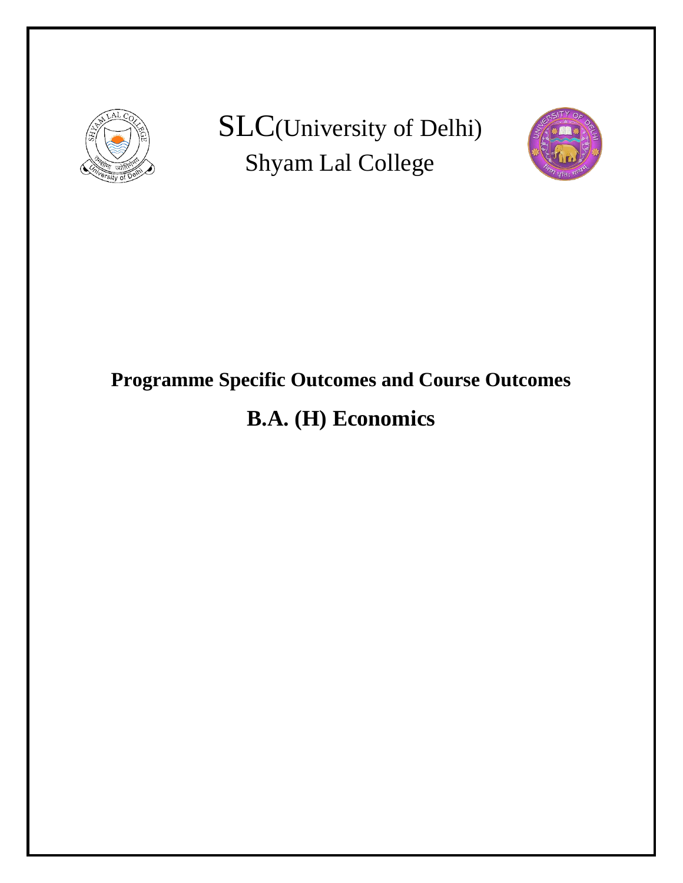SLC(University of Delhi)

Shyam Lal College

# Programme Specific Outcomes and Course Outcomes

# B.A. (H) Economics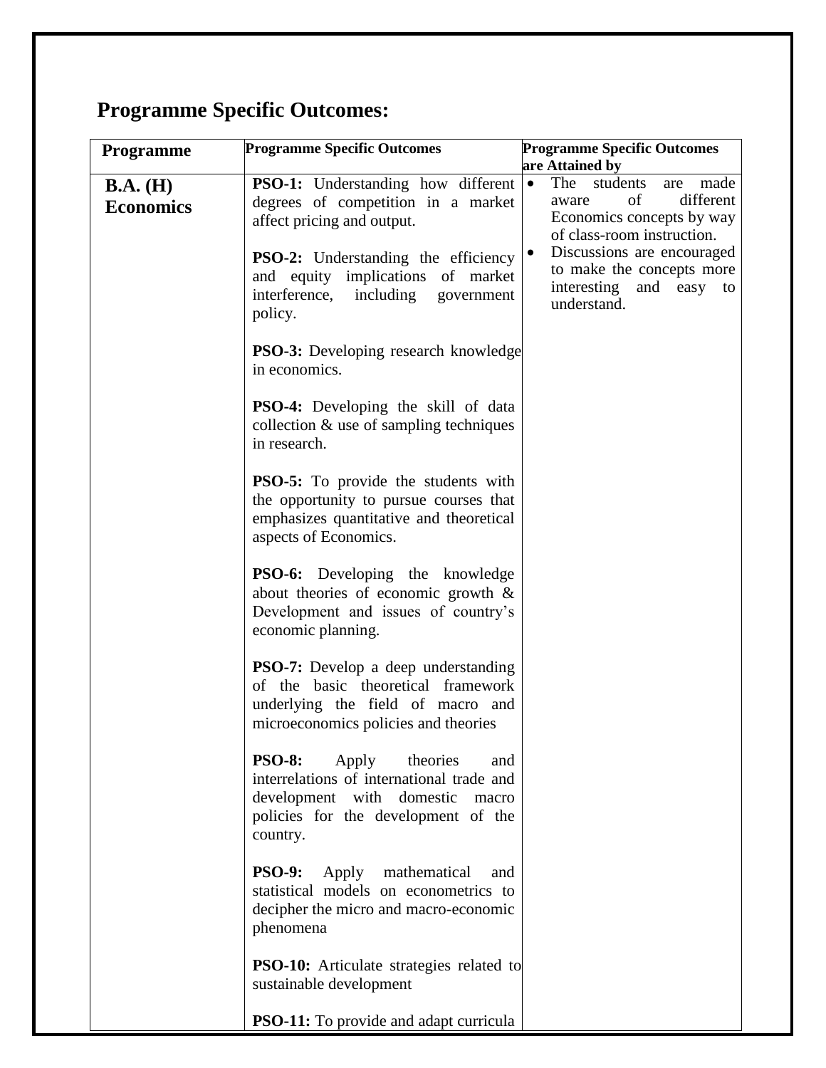## Programme Specific Outcomes:

| Programme | Programme Specific Outcomes | Programme Specific Outcomes are Attained by |
|---|---|---|
| **B.A. (H) Economics** | **PSO-1:** Understanding how different degrees of competition in a market affect pricing and output.<br><br>**PSO-2:** Understanding the efficiency and equity implications of market interference, including government policy.<br><br>**PSO-3:** Developing research knowledge in economics.<br><br>**PSO-4:** Developing the skill of data collection & use of sampling techniques in research.<br><br>**PSO-5:** To provide the students with the opportunity to pursue courses that emphasizes quantitative and theoretical aspects of Economics.<br><br>**PSO-6:** Developing the knowledge about theories of economic growth & Development and issues of country's economic planning.<br><br>**PSO-7:** Develop a deep understanding of the basic theoretical framework underlying the field of macro and microeconomics policies and theories<br><br>**PSO-8:** Apply theories and interrelations of international trade and development with domestic macro policies for the development of the country.<br><br>**PSO-9:** Apply mathematical and statistical models on econometrics to decipher the micro and macro-economic phenomena<br><br>**PSO-10:** Articulate strategies related to sustainable development<br><br>**PSO-11:** To provide and adapt curricula | • The students are made aware of different Economics concepts by way of class-room instruction.<br>• Discussions are encouraged to make the concepts more interesting and easy to understand. |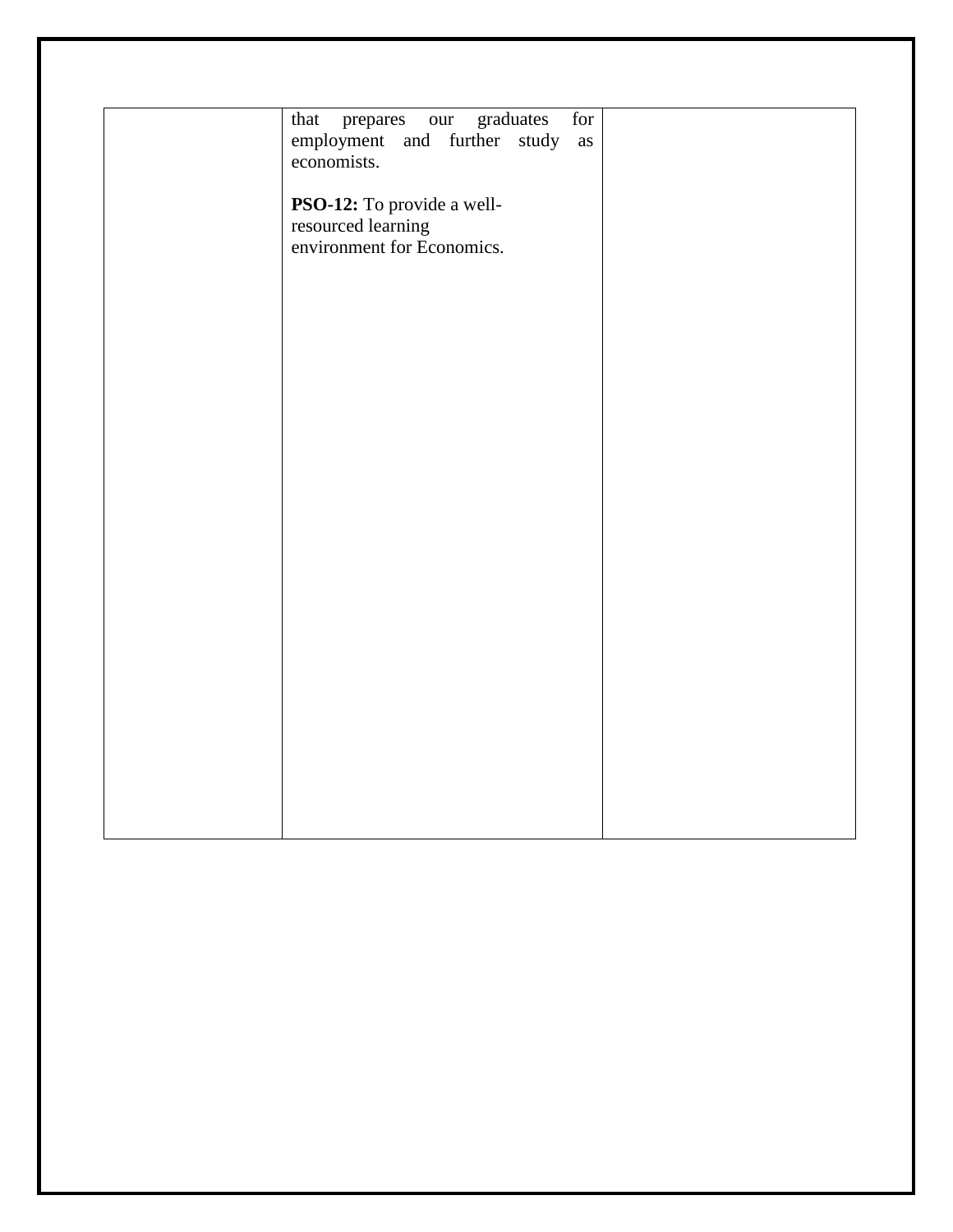| | | |
|---|---|---|
| | that prepares our graduates for employment and further study as economists.<br><br>**PSO-12:** To provide a well-resourced learning environment for Economics. | |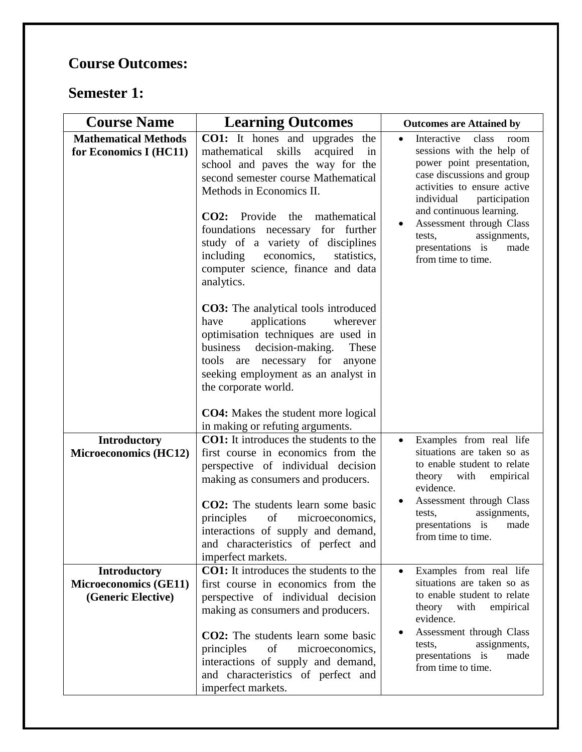## Course Outcomes:

## Semester 1:

| Course Name | Learning Outcomes | Outcomes are Attained by |
|---|---|---|
| **Mathematical Methods for Economics I (HC11)** | **CO1:** It hones and upgrades the mathematical skills acquired in school and paves the way for the second semester course Mathematical Methods in Economics II.<br><br>**CO2:** Provide the mathematical foundations necessary for further study of a variety of disciplines including economics, statistics, computer science, finance and data analytics.<br><br>**CO3:** The analytical tools introduced have applications wherever optimisation techniques are used in business decision-making. These tools are necessary for anyone seeking employment as an analyst in the corporate world.<br><br>**CO4:** Makes the student more logical in making or refuting arguments. | • Interactive class room sessions with the help of power point presentation, case discussions and group activities to ensure active individual participation and continuous learning.<br>• Assessment through Class tests, assignments, presentations is made from time to time. |
| **Introductory Microeconomics (HC12)** | **CO1:** It introduces the students to the first course in economics from the perspective of individual decision making as consumers and producers.<br><br>**CO2:** The students learn some basic principles of microeconomics, interactions of supply and demand, and characteristics of perfect and imperfect markets. | • Examples from real life situations are taken so as to enable student to relate theory with empirical evidence.<br>• Assessment through Class tests, assignments, presentations is made from time to time. |
| **Introductory Microeconomics (GE11) (Generic Elective)** | **CO1:** It introduces the students to the first course in economics from the perspective of individual decision making as consumers and producers.<br><br>**CO2:** The students learn some basic principles of microeconomics, interactions of supply and demand, and characteristics of perfect and imperfect markets. | • Examples from real life situations are taken so as to enable student to relate theory with empirical evidence.<br>• Assessment through Class tests, assignments, presentations is made from time to time. |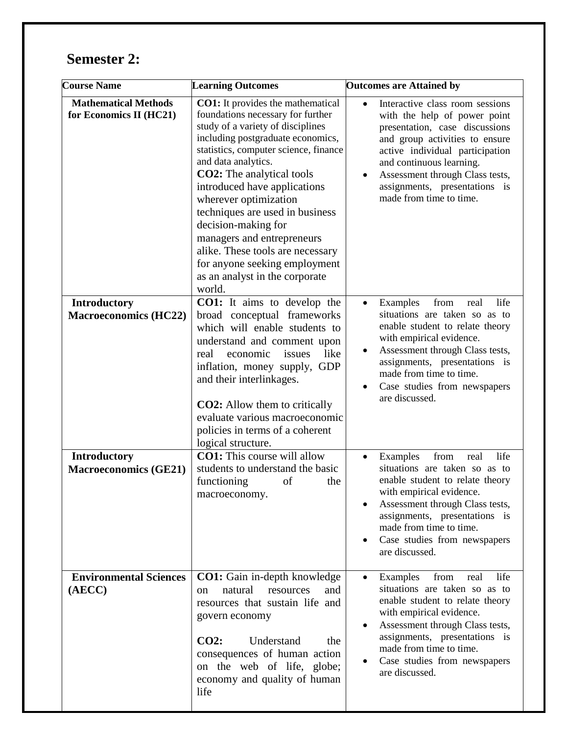## Semester 2:

| Course Name | Learning Outcomes | Outcomes are Attained by |
|---|---|---|
| **Mathematical Methods for Economics II (HC21)** | **CO1:** It provides the mathematical foundations necessary for further study of a variety of disciplines including postgraduate economics, statistics, computer science, finance and data analytics.<br>**CO2:** The analytical tools introduced have applications wherever optimization techniques are used in business decision-making for managers and entrepreneurs alike. These tools are necessary for anyone seeking employment as an analyst in the corporate world. | • Interactive class room sessions with the help of power point presentation, case discussions and group activities to ensure active individual participation and continuous learning.<br>• Assessment through Class tests, assignments, presentations is made from time to time. |
| **Introductory Macroeconomics (HC22)** | **CO1:** It aims to develop the broad conceptual frameworks which will enable students to understand and comment upon real economic issues like inflation, money supply, GDP and their interlinkages.<br><br>**CO2:** Allow them to critically evaluate various macroeconomic policies in terms of a coherent logical structure. | • Examples from real life situations are taken so as to enable student to relate theory with empirical evidence.<br>• Assessment through Class tests, assignments, presentations is made from time to time.<br>• Case studies from newspapers are discussed. |
| **Introductory Macroeconomics (GE21)** | **CO1:** This course will allow students to understand the basic functioning of the macroeconomy. | • Examples from real life situations are taken so as to enable student to relate theory with empirical evidence.<br>• Assessment through Class tests, assignments, presentations is made from time to time.<br>• Case studies from newspapers are discussed. |
| **Environmental Sciences (AECC)** | **CO1:** Gain in-depth knowledge on natural resources and resources that sustain life and govern economy<br><br>**CO2:** Understand the consequences of human action on the web of life, globe; economy and quality of human life | • Examples from real life situations are taken so as to enable student to relate theory with empirical evidence.<br>• Assessment through Class tests, assignments, presentations is made from time to time.<br>• Case studies from newspapers are discussed. |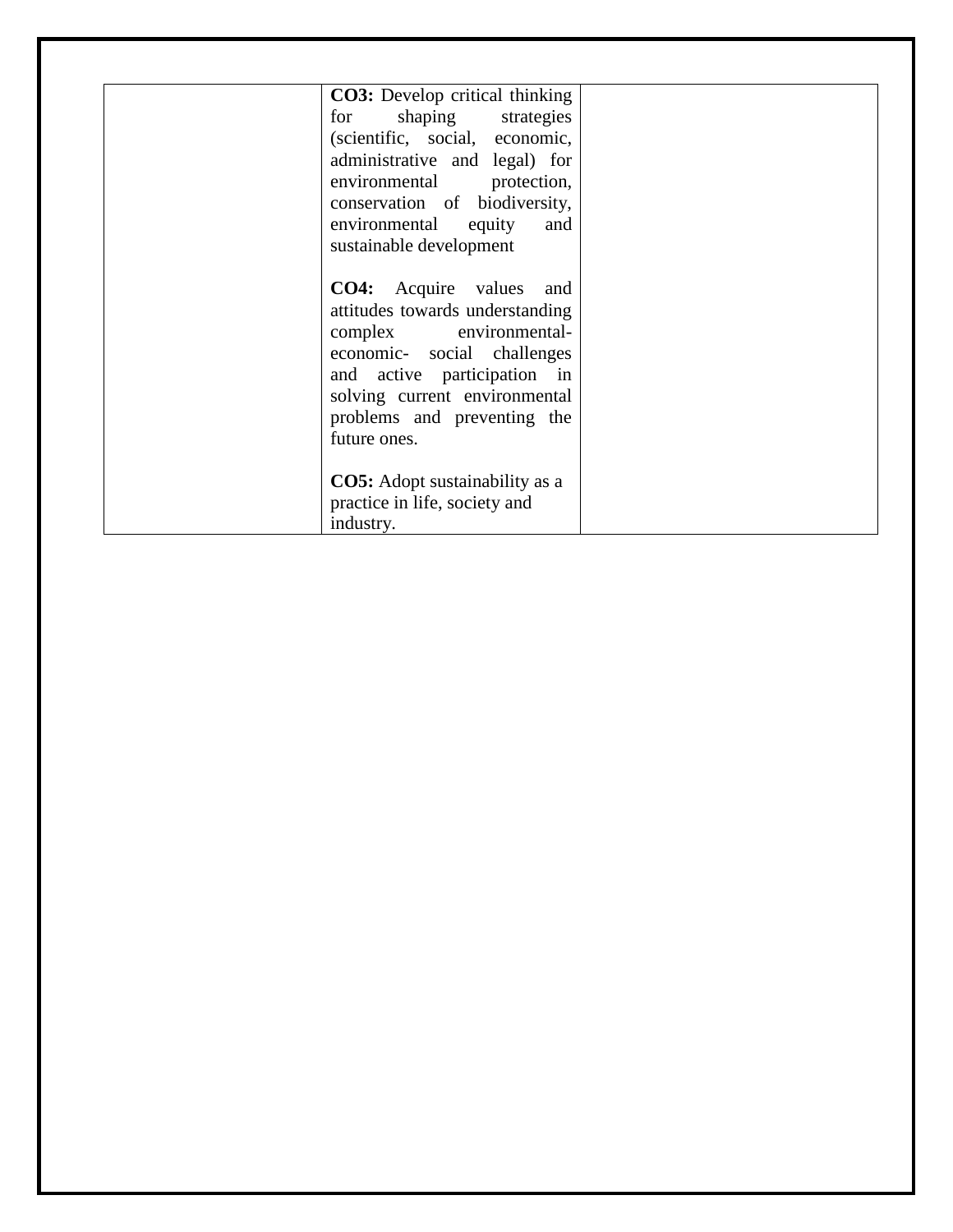| | | |
|---|---|---|
| | **CO3:** Develop critical thinking for shaping strategies (scientific, social, economic, administrative and legal) for environmental protection, conservation of biodiversity, environmental equity and sustainable development<br><br>**CO4:** Acquire values and attitudes towards understanding complex environmental-economic- social challenges and active participation in solving current environmental problems and preventing the future ones.<br><br>**CO5:** Adopt sustainability as a practice in life, society and industry. | |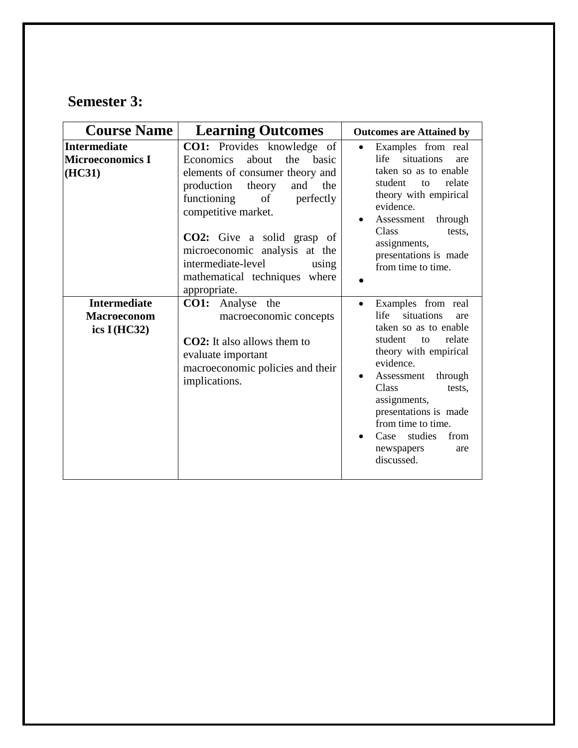## Semester 3:

| Course Name | Learning Outcomes | Outcomes are Attained by |
|---|---|---|
| **Intermediate Microeconomics I (HC31)** | **CO1:** Provides knowledge of Economics about the basic elements of consumer theory and production theory and the functioning of perfectly competitive market.<br><br>**CO2:** Give a solid grasp of microeconomic analysis at the intermediate-level using mathematical techniques where appropriate. | • Examples from real life situations are taken so as to enable student to relate theory with empirical evidence.<br>• Assessment through Class tests, assignments, presentations is made from time to time.<br>• |
| **Intermediate Macroeconomics I (HC32)** | **CO1:** Analyse the macroeconomic concepts<br><br>**CO2:** It also allows them to evaluate important macroeconomic policies and their implications. | • Examples from real life situations are taken so as to enable student to relate theory with empirical evidence.<br>• Assessment through Class tests, assignments, presentations is made from time to time.<br>• Case studies from newspapers are discussed. |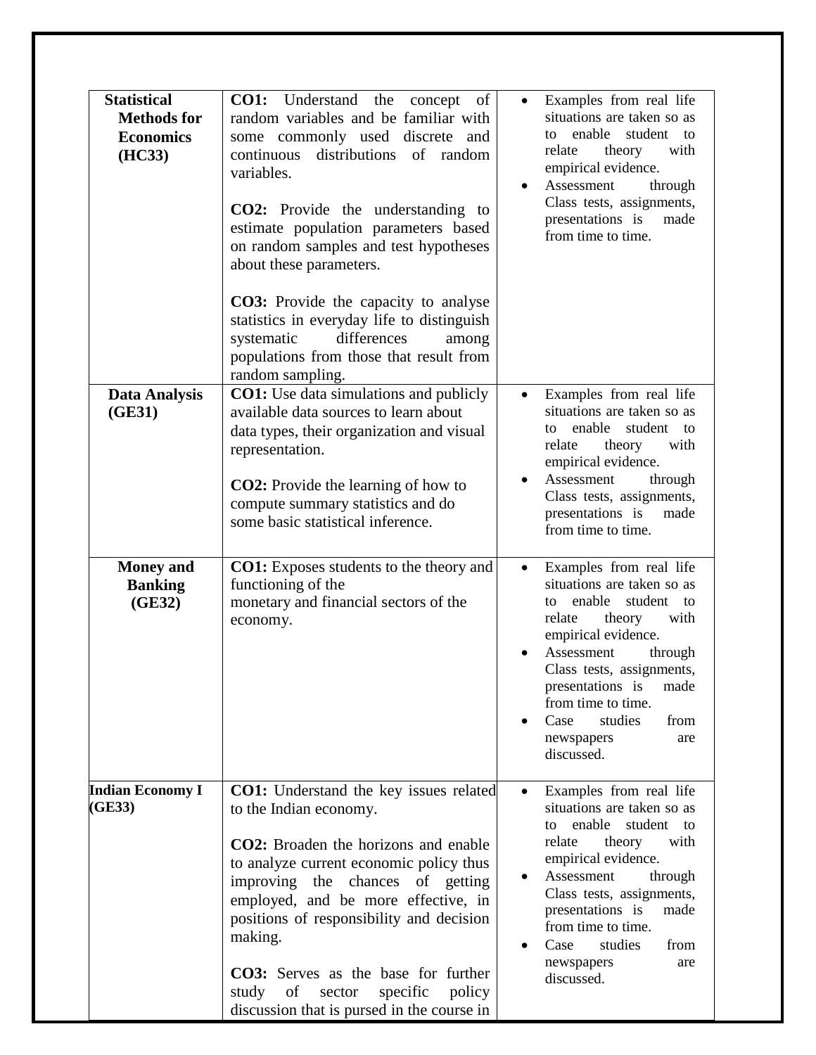| | | |
|---|---|---|
| **Statistical Methods for Economics (HC33)** | **CO1:** Understand the concept of random variables and be familiar with some commonly used discrete and continuous distributions of random variables.<br><br>**CO2:** Provide the understanding to estimate population parameters based on random samples and test hypotheses about these parameters.<br><br>**CO3:** Provide the capacity to analyse statistics in everyday life to distinguish systematic differences among populations from those that result from random sampling. | • Examples from real life situations are taken so as to enable student to relate theory with empirical evidence.<br>• Assessment through Class tests, assignments, presentations is made from time to time. |
| **Data Analysis (GE31)** | **CO1:** Use data simulations and publicly available data sources to learn about data types, their organization and visual representation.<br><br>**CO2:** Provide the learning of how to compute summary statistics and do some basic statistical inference. | • Examples from real life situations are taken so as to enable student to relate theory with empirical evidence.<br>• Assessment through Class tests, assignments, presentations is made from time to time. |
| **Money and Banking (GE32)** | **CO1:** Exposes students to the theory and functioning of the monetary and financial sectors of the economy. | • Examples from real life situations are taken so as to enable student to relate theory with empirical evidence.<br>• Assessment through Class tests, assignments, presentations is made from time to time.<br>• Case studies from newspapers are discussed. |
| **Indian Economy I (GE33)** | **CO1:** Understand the key issues related to the Indian economy.<br><br>**CO2:** Broaden the horizons and enable to analyze current economic policy thus improving the chances of getting employed, and be more effective, in positions of responsibility and decision making.<br><br>**CO3:** Serves as the base for further study of sector specific policy discussion that is pursed in the course in | • Examples from real life situations are taken so as to enable student to relate theory with empirical evidence.<br>• Assessment through Class tests, assignments, presentations is made from time to time.<br>• Case studies from newspapers are discussed. |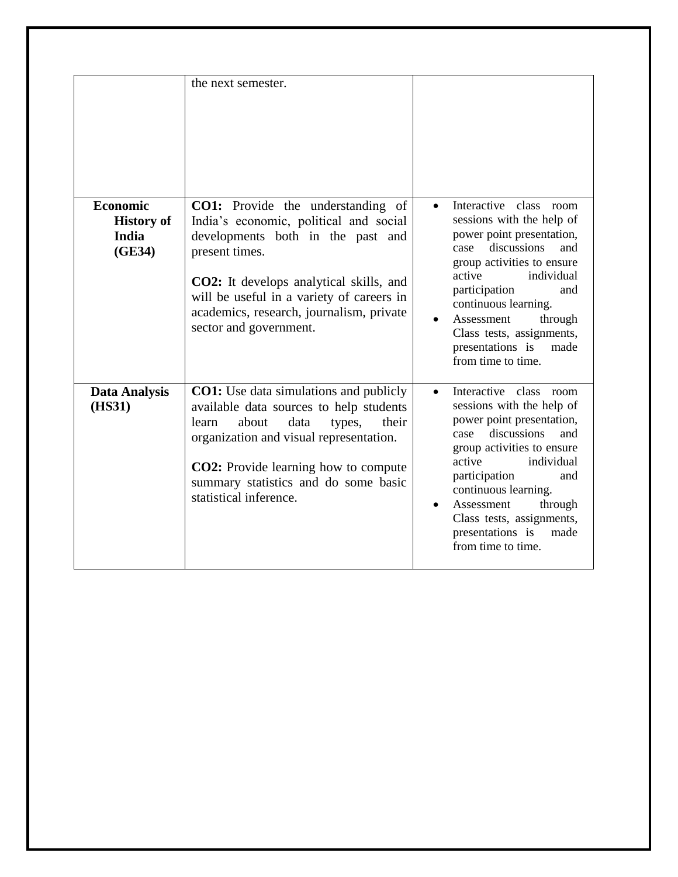| | | |
|---|---|---|
| | the next semester. | |
| **Economic History of India (GE34)** | **CO1:** Provide the understanding of India's economic, political and social developments both in the past and present times.<br><br>**CO2:** It develops analytical skills, and will be useful in a variety of careers in academics, research, journalism, private sector and government. | • Interactive class room sessions with the help of power point presentation, case discussions and group activities to ensure active individual participation and continuous learning.<br>• Assessment through Class tests, assignments, presentations is made from time to time. |
| **Data Analysis (HS31)** | **CO1:** Use data simulations and publicly available data sources to help students learn about data types, their organization and visual representation.<br><br>**CO2:** Provide learning how to compute summary statistics and do some basic statistical inference. | • Interactive class room sessions with the help of power point presentation, case discussions and group activities to ensure active individual participation and continuous learning.<br>• Assessment through Class tests, assignments, presentations is made from time to time. |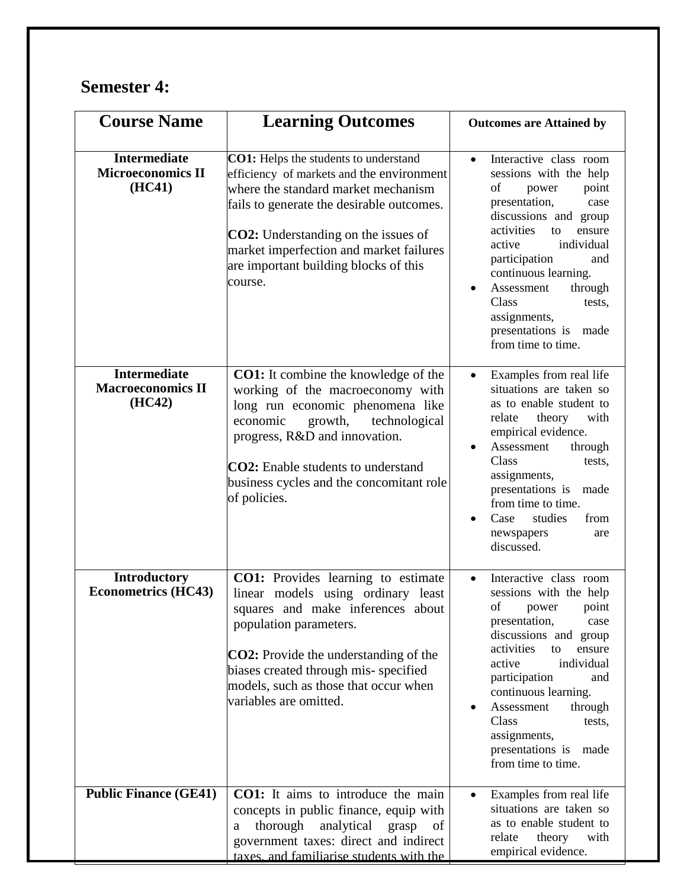## Semester 4:

| Course Name | Learning Outcomes | Outcomes are Attained by |
|---|---|---|
| **Intermediate Microeconomics II (HC41)** | **CO1:** Helps the students to understand efficiency of markets and the environment where the standard market mechanism fails to generate the desirable outcomes.<br><br>**CO2:** Understanding on the issues of market imperfection and market failures are important building blocks of this course. | • Interactive class room sessions with the help of power point presentation, case discussions and group activities to ensure active individual participation and continuous learning.<br>• Assessment through Class tests, assignments, presentations is made from time to time. |
| **Intermediate Macroeconomics II (HC42)** | **CO1:** It combine the knowledge of the working of the macroeconomy with long run economic phenomena like economic growth, technological progress, R&D and innovation.<br><br>**CO2:** Enable students to understand business cycles and the concomitant role of policies. | • Examples from real life situations are taken so as to enable student to relate theory with empirical evidence.<br>• Assessment through Class tests, assignments, presentations is made from time to time.<br>• Case studies from newspapers are discussed. |
| **Introductory Econometrics (HC43)** | **CO1:** Provides learning to estimate linear models using ordinary least squares and make inferences about population parameters.<br><br>**CO2:** Provide the understanding of the biases created through mis- specified models, such as those that occur when variables are omitted. | • Interactive class room sessions with the help of power point presentation, case discussions and group activities to ensure active individual participation and continuous learning.<br>• Assessment through Class tests, assignments, presentations is made from time to time. |
| **Public Finance (GE41)** | **CO1:** It aims to introduce the main concepts in public finance, equip with a thorough analytical grasp of government taxes: direct and indirect taxes, and familiarise students with the | • Examples from real life situations are taken so as to enable student to relate theory with empirical evidence. |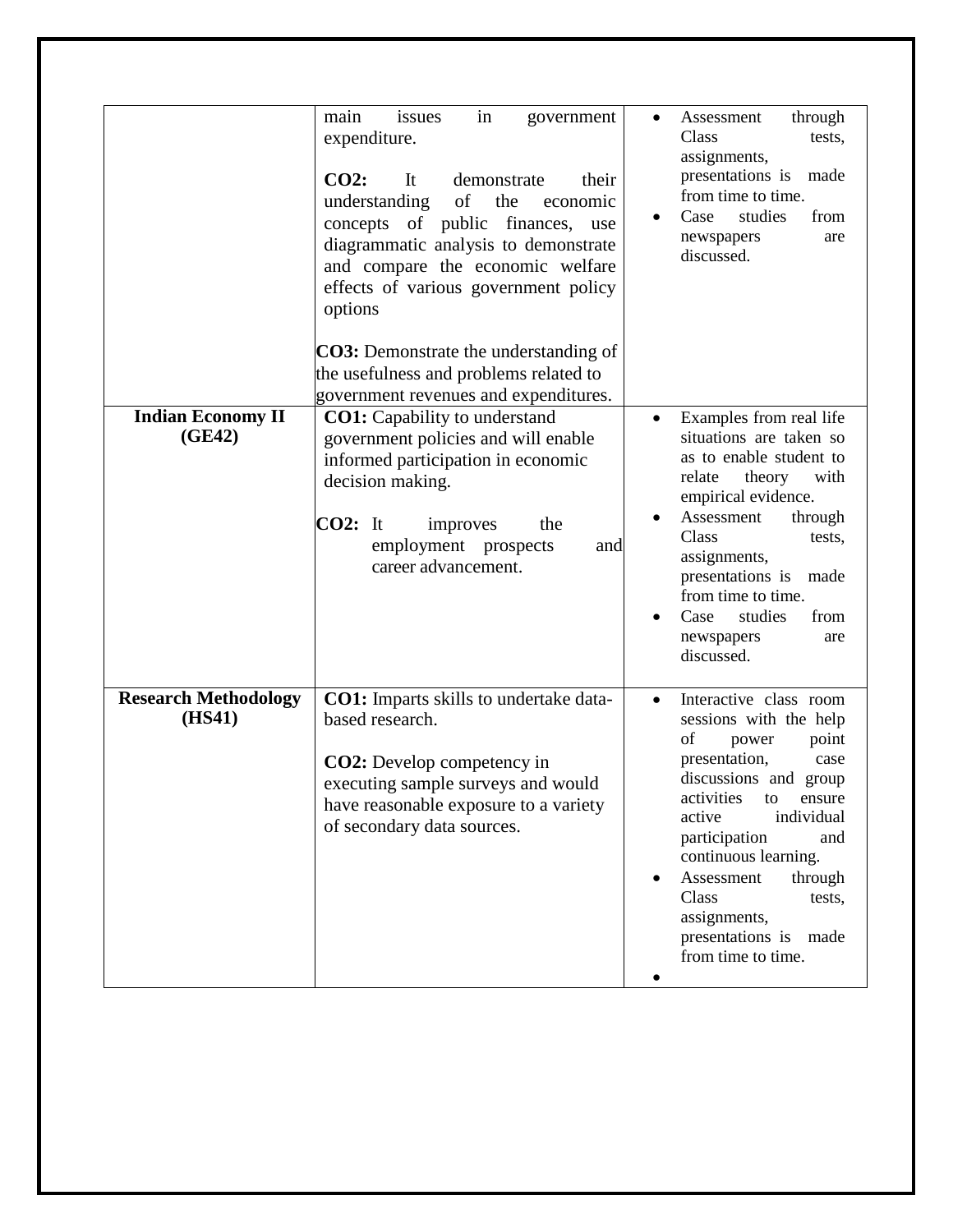| | | |
|---|---|---|
| | main issues in government expenditure.<br><br>**CO2:** It demonstrate their understanding of the economic concepts of public finances, use diagrammatic analysis to demonstrate and compare the economic welfare effects of various government policy options<br><br>**CO3:** Demonstrate the understanding of the usefulness and problems related to government revenues and expenditures. | • Assessment through Class tests, assignments, presentations is made from time to time.<br>• Case studies from newspapers are discussed. |
| **Indian Economy II (GE42)** | **CO1:** Capability to understand government policies and will enable informed participation in economic decision making.<br><br>**CO2:** It improves the employment prospects and career advancement. | • Examples from real life situations are taken so as to enable student to relate theory with empirical evidence.<br>• Assessment through Class tests, assignments, presentations is made from time to time.<br>• Case studies from newspapers are discussed. |
| **Research Methodology (HS41)** | **CO1:** Imparts skills to undertake data-based research.<br><br>**CO2:** Develop competency in executing sample surveys and would have reasonable exposure to a variety of secondary data sources. | • Interactive class room sessions with the help of power point presentation, case discussions and group activities to ensure active individual participation and continuous learning.<br>• Assessment through Class tests, assignments, presentations is made from time to time.<br>• |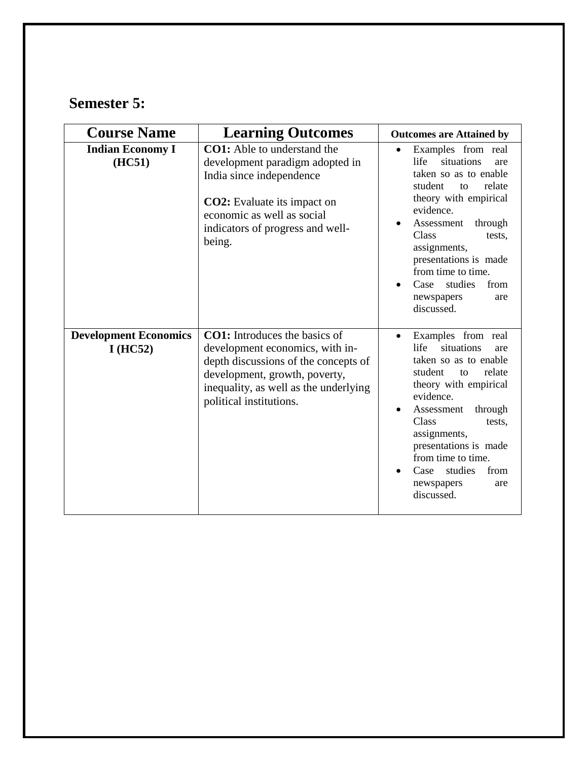## Semester 5:

| Course Name | Learning Outcomes | Outcomes are Attained by |
|---|---|---|
| **Indian Economy I (HC51)** | **CO1:** Able to understand the development paradigm adopted in India since independence<br><br>**CO2:** Evaluate its impact on economic as well as social indicators of progress and well-being. | • Examples from real life situations are taken so as to enable student to relate theory with empirical evidence.<br>• Assessment through Class tests, assignments, presentations is made from time to time.<br>• Case studies from newspapers are discussed. |
| **Development Economics I (HC52)** | **CO1:** Introduces the basics of development economics, with in-depth discussions of the concepts of development, growth, poverty, inequality, as well as the underlying political institutions. | • Examples from real life situations are taken so as to enable student to relate theory with empirical evidence.<br>• Assessment through Class tests, assignments, presentations is made from time to time.<br>• Case studies from newspapers are discussed. |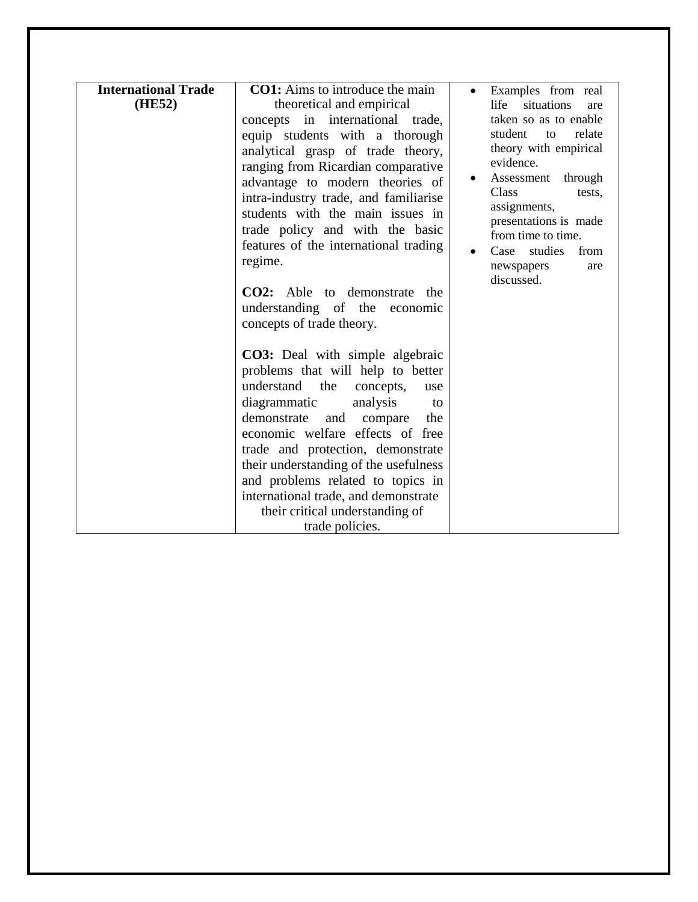| | | |
|---|---|---|
| **International Trade (HE52)** | **CO1:** Aims to introduce the main theoretical and empirical concepts in international trade, equip students with a thorough analytical grasp of trade theory, ranging from Ricardian comparative advantage to modern theories of intra-industry trade, and familiarise students with the main issues in trade policy and with the basic features of the international trading regime.<br><br>**CO2:** Able to demonstrate the understanding of the economic concepts of trade theory.<br><br>**CO3:** Deal with simple algebraic problems that will help to better understand the concepts, use diagrammatic analysis to demonstrate and compare the economic welfare effects of free trade and protection, demonstrate their understanding of the usefulness and problems related to topics in international trade, and demonstrate their critical understanding of trade policies. | • Examples from real life situations are taken so as to enable student to relate theory with empirical evidence.<br>• Assessment through Class tests, assignments, presentations is made from time to time.<br>• Case studies from newspapers are discussed. |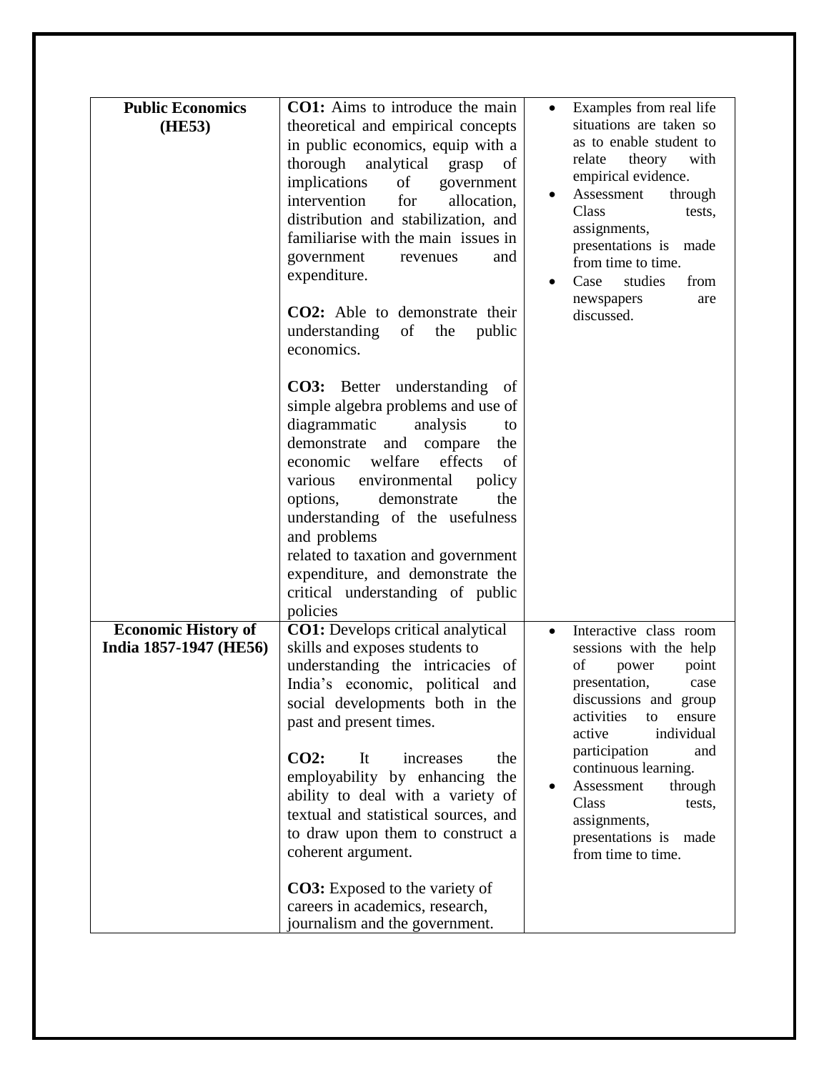| | | |
|---|---|---|
| **Public Economics (HE53)** | **CO1:** Aims to introduce the main theoretical and empirical concepts in public economics, equip with a thorough analytical grasp of implications of government intervention for allocation, distribution and stabilization, and familiarise with the main issues in government revenues and expenditure.<br><br>**CO2:** Able to demonstrate their understanding of the public economics.<br><br>**CO3:** Better understanding of simple algebra problems and use of diagrammatic analysis to demonstrate and compare the economic welfare effects of various environmental policy options, demonstrate the understanding of the usefulness and problems related to taxation and government expenditure, and demonstrate the critical understanding of public policies | • Examples from real life situations are taken so as to enable student to relate theory with empirical evidence.<br>• Assessment through Class tests, assignments, presentations is made from time to time.<br>• Case studies from newspapers are discussed. |
| **Economic History of India 1857-1947 (HE56)** | **CO1:** Develops critical analytical skills and exposes students to understanding the intricacies of India's economic, political and social developments both in the past and present times.<br><br>**CO2:** It increases the employability by enhancing the ability to deal with a variety of textual and statistical sources, and to draw upon them to construct a coherent argument.<br><br>**CO3:** Exposed to the variety of careers in academics, research, journalism and the government. | • Interactive class room sessions with the help of power point presentation, case discussions and group activities to ensure active individual participation and continuous learning.<br>• Assessment through Class tests, assignments, presentations is made from time to time. |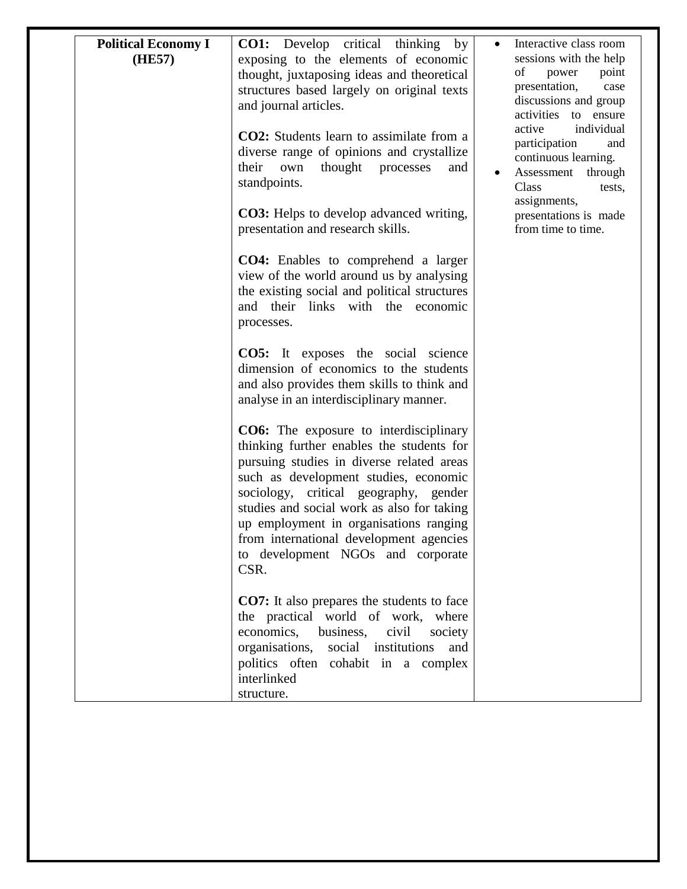| | | |
|---|---|---|
| **Political Economy I (HE57)** | **CO1:** Develop critical thinking by exposing to the elements of economic thought, juxtaposing ideas and theoretical structures based largely on original texts and journal articles.<br><br>**CO2:** Students learn to assimilate from a diverse range of opinions and crystallize their own thought processes and standpoints.<br><br>**CO3:** Helps to develop advanced writing, presentation and research skills.<br><br>**CO4:** Enables to comprehend a larger view of the world around us by analysing the existing social and political structures and their links with the economic processes.<br><br>**CO5:** It exposes the social science dimension of economics to the students and also provides them skills to think and analyse in an interdisciplinary manner.<br><br>**CO6:** The exposure to interdisciplinary thinking further enables the students for pursuing studies in diverse related areas such as development studies, economic sociology, critical geography, gender studies and social work as also for taking up employment in organisations ranging from international development agencies to development NGOs and corporate CSR.<br><br>**CO7:** It also prepares the students to face the practical world of work, where economics, business, civil society organisations, social institutions and politics often cohabit in a complex interlinked structure. | • Interactive class room sessions with the help of power point presentation, case discussions and group activities to ensure active individual participation and continuous learning.<br>• Assessment through Class tests, assignments, presentations is made from time to time. |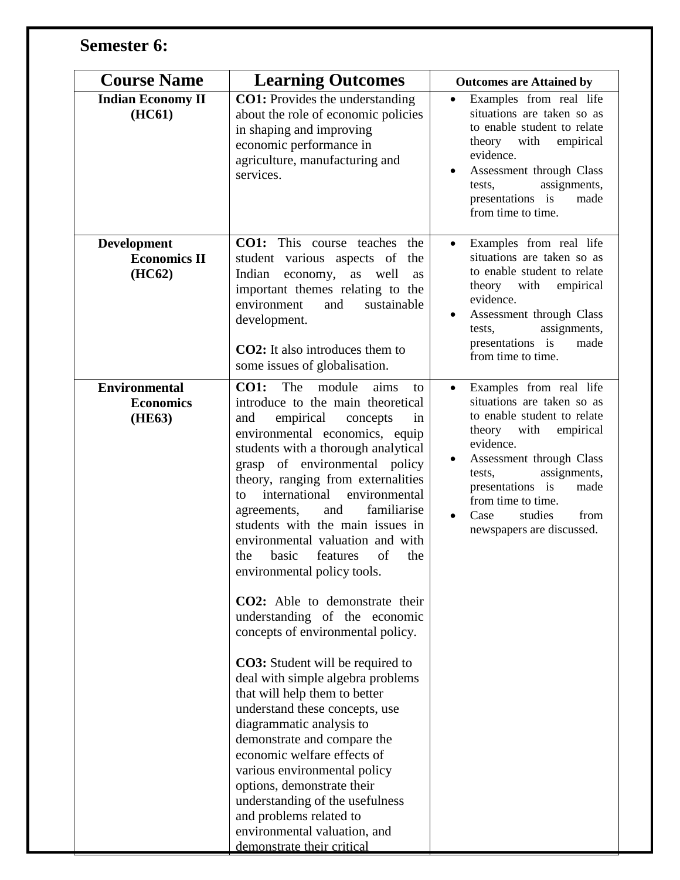## Semester 6:

| Course Name | Learning Outcomes | Outcomes are Attained by |
|---|---|---|
| **Indian Economy II (HC61)** | **CO1:** Provides the understanding about the role of economic policies in shaping and improving economic performance in agriculture, manufacturing and services. | • Examples from real life situations are taken so as to enable student to relate theory with empirical evidence.<br>• Assessment through Class tests, assignments, presentations is made from time to time. |
| **Development Economics II (HC62)** | **CO1:** This course teaches the student various aspects of the Indian economy, as well as important themes relating to the environment and sustainable development.<br><br>**CO2:** It also introduces them to some issues of globalisation. | • Examples from real life situations are taken so as to enable student to relate theory with empirical evidence.<br>• Assessment through Class tests, assignments, presentations is made from time to time. |
| **Environmental Economics (HE63)** | **CO1:** The module aims to introduce to the main theoretical and empirical concepts in environmental economics, equip students with a thorough analytical grasp of environmental policy theory, ranging from externalities to international environmental agreements, and familiarise students with the main issues in environmental valuation and with the basic features of the environmental policy tools.<br><br>**CO2:** Able to demonstrate their understanding of the economic concepts of environmental policy.<br><br>**CO3:** Student will be required to deal with simple algebra problems that will help them to better understand these concepts, use diagrammatic analysis to demonstrate and compare the economic welfare effects of various environmental policy options, demonstrate their understanding of the usefulness and problems related to environmental valuation, and demonstrate their critical | • Examples from real life situations are taken so as to enable student to relate theory with empirical evidence.<br>• Assessment through Class tests, assignments, presentations is made from time to time.<br>• Case studies from newspapers are discussed. |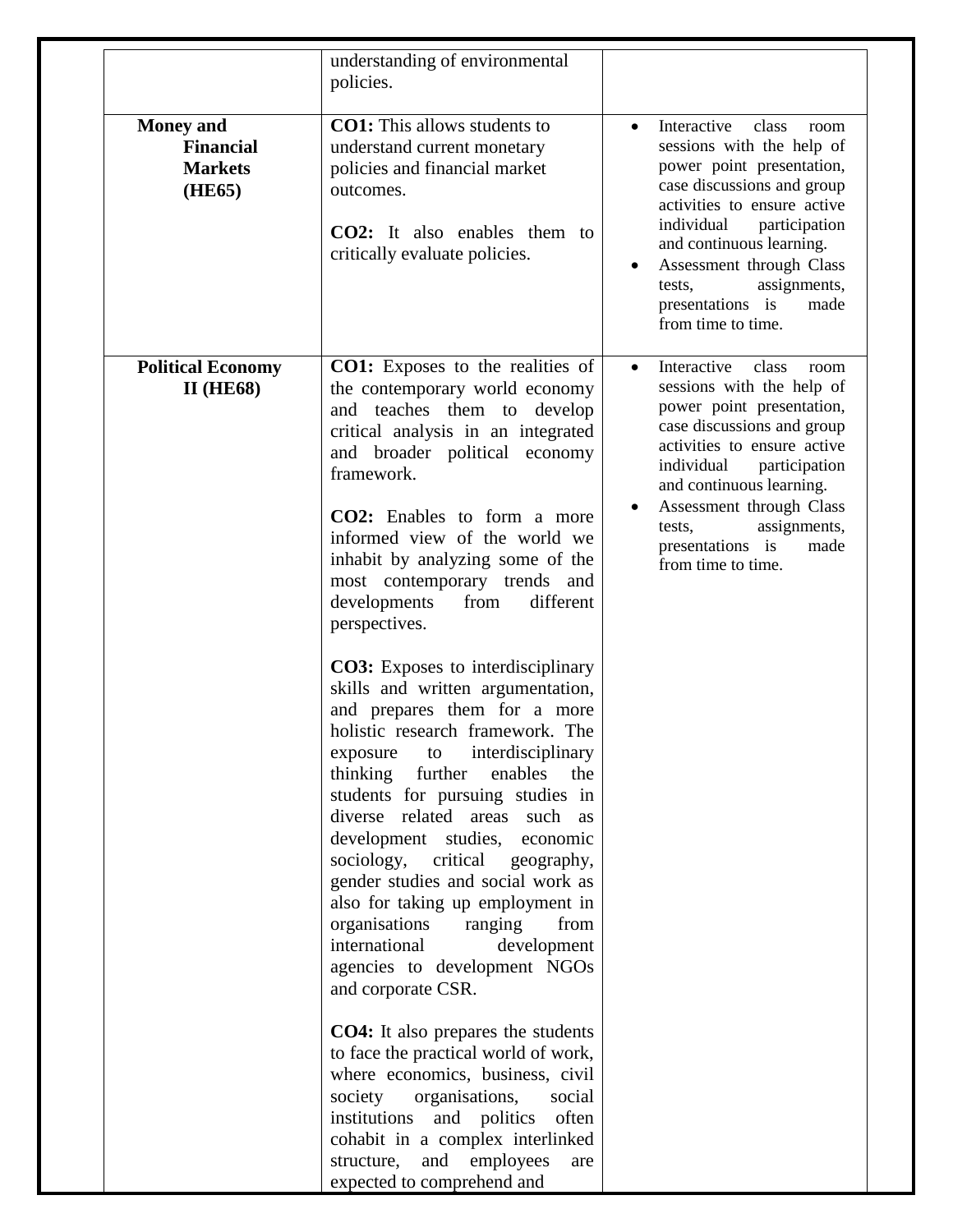| | | |
|---|---|---|
| | understanding of environmental policies. | |
| **Money and Financial Markets (HE65)** | **CO1:** This allows students to understand current monetary policies and financial market outcomes.<br><br>**CO2:** It also enables them to critically evaluate policies. | • Interactive class room sessions with the help of power point presentation, case discussions and group activities to ensure active individual participation and continuous learning.<br>• Assessment through Class tests, assignments, presentations is made from time to time. |
| **Political Economy II (HE68)** | **CO1:** Exposes to the realities of the contemporary world economy and teaches them to develop critical analysis in an integrated and broader political economy framework.<br><br>**CO2:** Enables to form a more informed view of the world we inhabit by analyzing some of the most contemporary trends and developments from different perspectives.<br><br>**CO3:** Exposes to interdisciplinary skills and written argumentation, and prepares them for a more holistic research framework. The exposure to interdisciplinary thinking further enables the students for pursuing studies in diverse related areas such as development studies, economic sociology, critical geography, gender studies and social work as also for taking up employment in organisations ranging from international development agencies to development NGOs and corporate CSR.<br><br>**CO4:** It also prepares the students to face the practical world of work, where economics, business, civil society organisations, social institutions and politics often cohabit in a complex interlinked structure, and employees are expected to comprehend and | • Interactive class room sessions with the help of power point presentation, case discussions and group activities to ensure active individual participation and continuous learning.<br>• Assessment through Class tests, assignments, presentations is made from time to time. |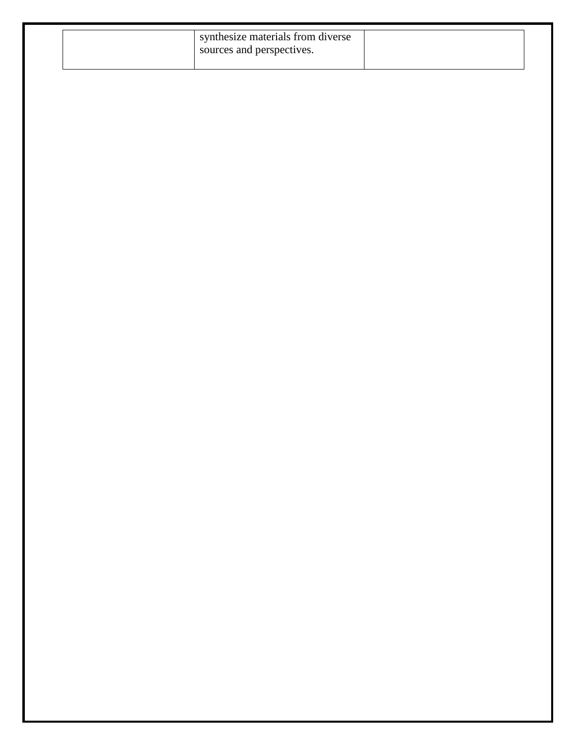| | | |
|---|---|---|
| | synthesize materials from diverse sources and perspectives. | |